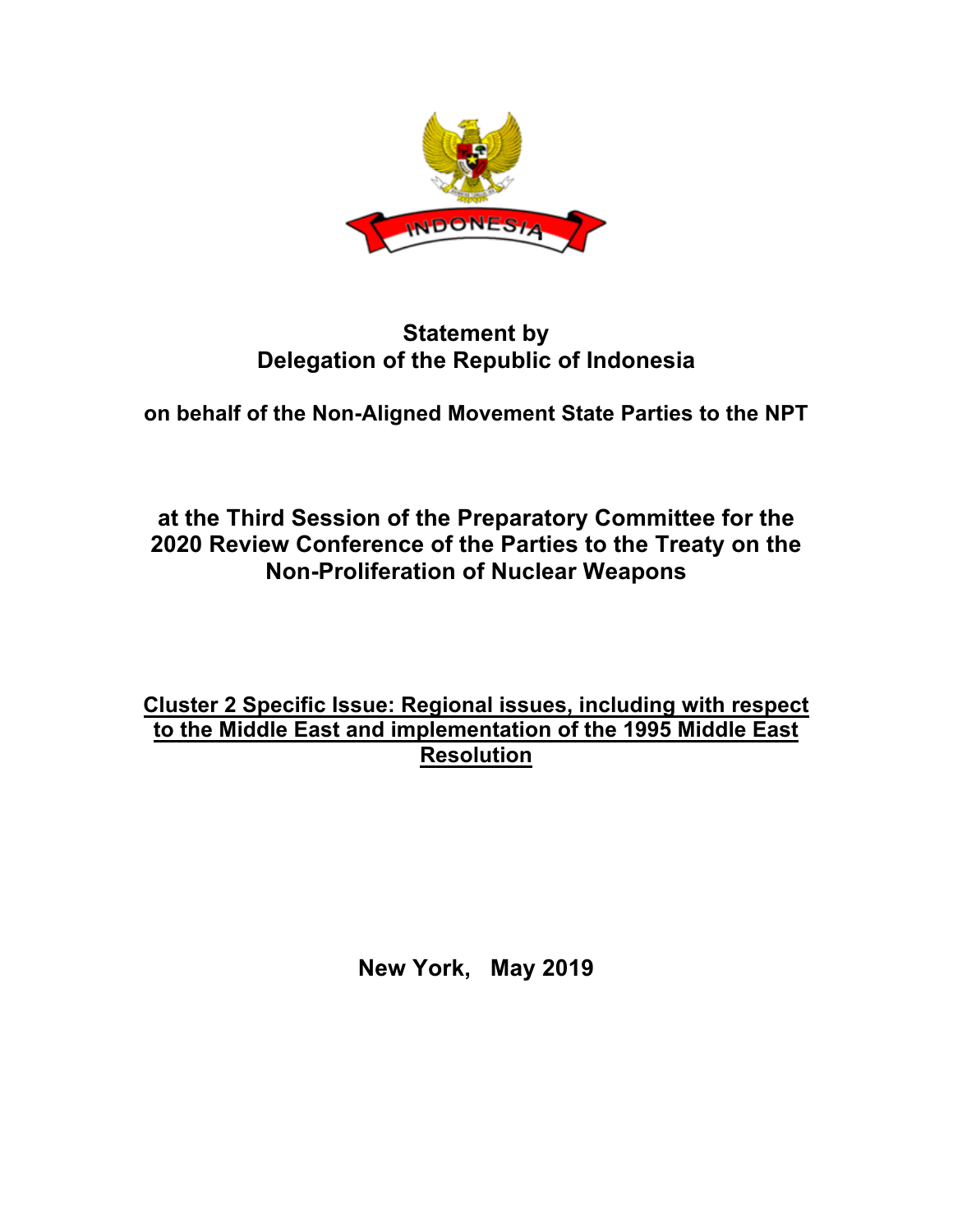INDONESIA

**Statement by**
**Delegation of the Republic of Indonesia**

**on behalf of the Non-Aligned Movement State Parties to the NPT**

**at the Third Session of the Preparatory Committee for the 2020 Review Conference of the Parties to the Treaty on the Non-Proliferation of Nuclear Weapons**

**Cluster 2 Specific Issue: Regional issues, including with respect to the Middle East and implementation of the 1995 Middle East Resolution**

**New York, May 2019**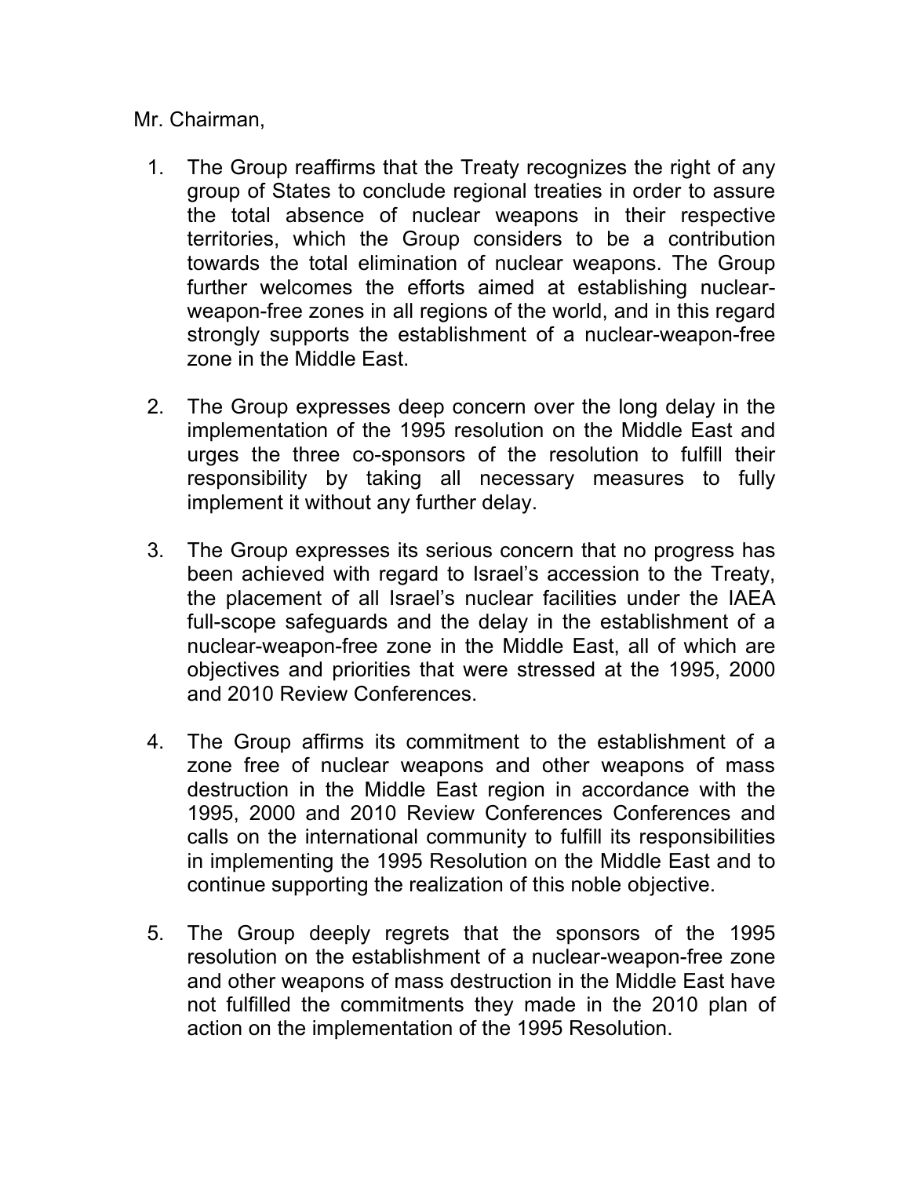Mr. Chairman,

1. The Group reaffirms that the Treaty recognizes the right of any group of States to conclude regional treaties in order to assure the total absence of nuclear weapons in their respective territories, which the Group considers to be a contribution towards the total elimination of nuclear weapons. The Group further welcomes the efforts aimed at establishing nuclear-weapon-free zones in all regions of the world, and in this regard strongly supports the establishment of a nuclear-weapon-free zone in the Middle East.

2. The Group expresses deep concern over the long delay in the implementation of the 1995 resolution on the Middle East and urges the three co-sponsors of the resolution to fulfill their responsibility by taking all necessary measures to fully implement it without any further delay.

3. The Group expresses its serious concern that no progress has been achieved with regard to Israel's accession to the Treaty, the placement of all Israel's nuclear facilities under the IAEA full-scope safeguards and the delay in the establishment of a nuclear-weapon-free zone in the Middle East, all of which are objectives and priorities that were stressed at the 1995, 2000 and 2010 Review Conferences.

4. The Group affirms its commitment to the establishment of a zone free of nuclear weapons and other weapons of mass destruction in the Middle East region in accordance with the 1995, 2000 and 2010 Review Conferences Conferences and calls on the international community to fulfill its responsibilities in implementing the 1995 Resolution on the Middle East and to continue supporting the realization of this noble objective.

5. The Group deeply regrets that the sponsors of the 1995 resolution on the establishment of a nuclear-weapon-free zone and other weapons of mass destruction in the Middle East have not fulfilled the commitments they made in the 2010 plan of action on the implementation of the 1995 Resolution.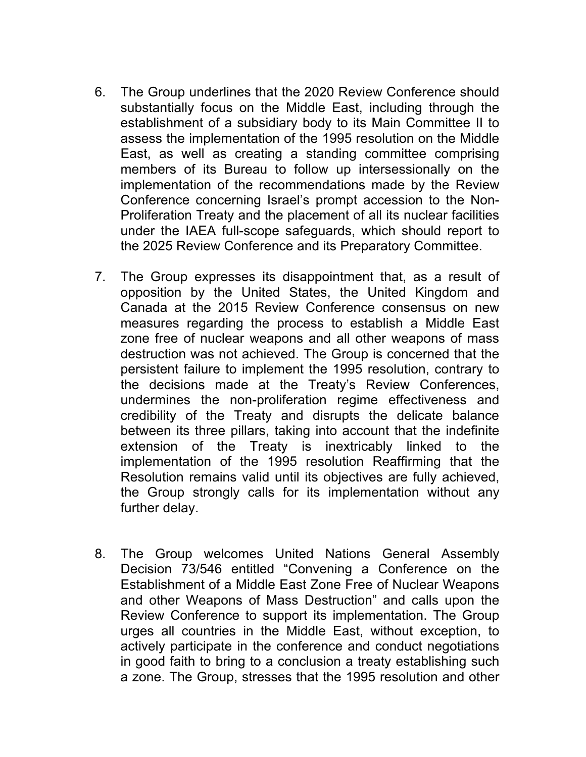6. The Group underlines that the 2020 Review Conference should substantially focus on the Middle East, including through the establishment of a subsidiary body to its Main Committee II to assess the implementation of the 1995 resolution on the Middle East, as well as creating a standing committee comprising members of its Bureau to follow up intersessionally on the implementation of the recommendations made by the Review Conference concerning Israel's prompt accession to the Non-Proliferation Treaty and the placement of all its nuclear facilities under the IAEA full-scope safeguards, which should report to the 2025 Review Conference and its Preparatory Committee.

7. The Group expresses its disappointment that, as a result of opposition by the United States, the United Kingdom and Canada at the 2015 Review Conference consensus on new measures regarding the process to establish a Middle East zone free of nuclear weapons and all other weapons of mass destruction was not achieved. The Group is concerned that the persistent failure to implement the 1995 resolution, contrary to the decisions made at the Treaty's Review Conferences, undermines the non-proliferation regime effectiveness and credibility of the Treaty and disrupts the delicate balance between its three pillars, taking into account that the indefinite extension of the Treaty is inextricably linked to the implementation of the 1995 resolution Reaffirming that the Resolution remains valid until its objectives are fully achieved, the Group strongly calls for its implementation without any further delay.

8. The Group welcomes United Nations General Assembly Decision 73/546 entitled "Convening a Conference on the Establishment of a Middle East Zone Free of Nuclear Weapons and other Weapons of Mass Destruction" and calls upon the Review Conference to support its implementation. The Group urges all countries in the Middle East, without exception, to actively participate in the conference and conduct negotiations in good faith to bring to a conclusion a treaty establishing such a zone. The Group, stresses that the 1995 resolution and other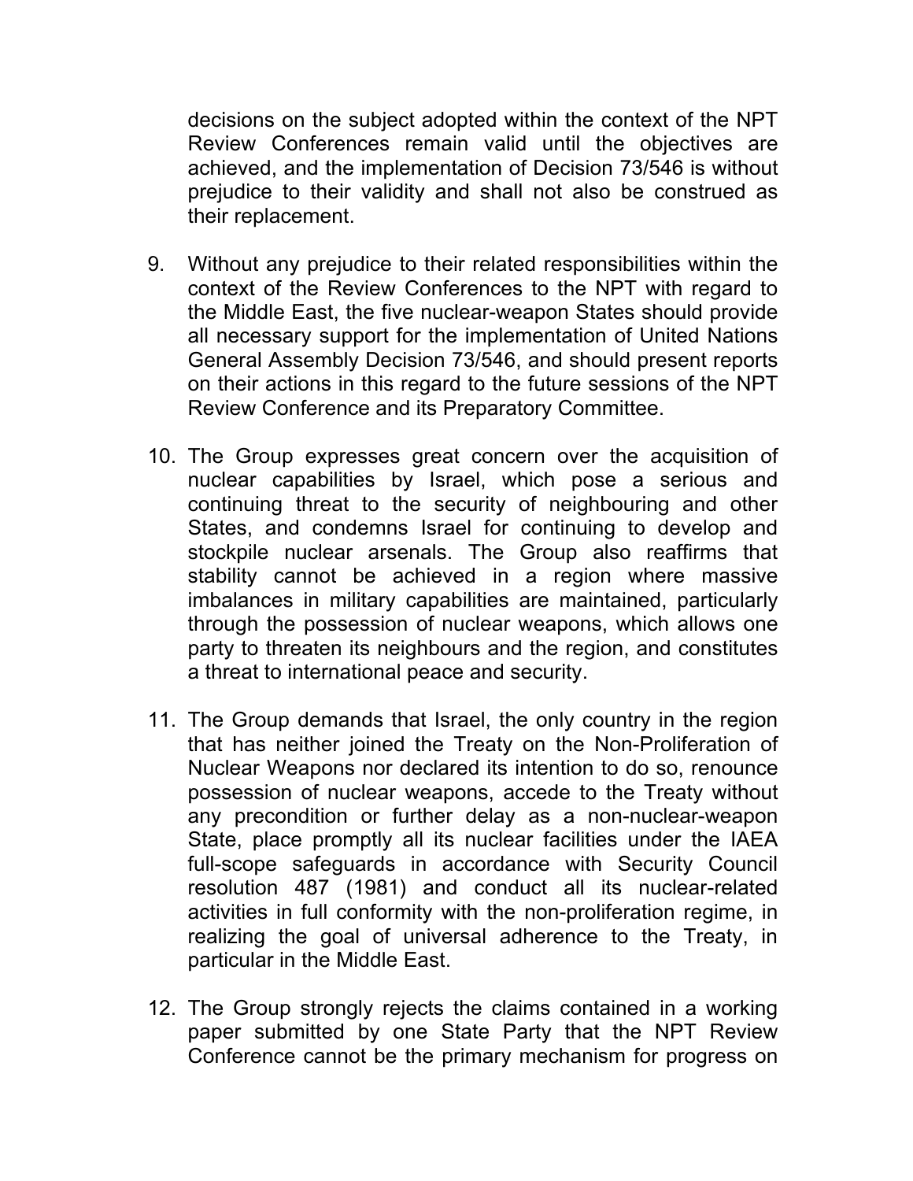decisions on the subject adopted within the context of the NPT Review Conferences remain valid until the objectives are achieved, and the implementation of Decision 73/546 is without prejudice to their validity and shall not also be construed as their replacement.

9. Without any prejudice to their related responsibilities within the context of the Review Conferences to the NPT with regard to the Middle East, the five nuclear-weapon States should provide all necessary support for the implementation of United Nations General Assembly Decision 73/546, and should present reports on their actions in this regard to the future sessions of the NPT Review Conference and its Preparatory Committee.

10. The Group expresses great concern over the acquisition of nuclear capabilities by Israel, which pose a serious and continuing threat to the security of neighbouring and other States, and condemns Israel for continuing to develop and stockpile nuclear arsenals. The Group also reaffirms that stability cannot be achieved in a region where massive imbalances in military capabilities are maintained, particularly through the possession of nuclear weapons, which allows one party to threaten its neighbours and the region, and constitutes a threat to international peace and security.

11. The Group demands that Israel, the only country in the region that has neither joined the Treaty on the Non-Proliferation of Nuclear Weapons nor declared its intention to do so, renounce possession of nuclear weapons, accede to the Treaty without any precondition or further delay as a non-nuclear-weapon State, place promptly all its nuclear facilities under the IAEA full-scope safeguards in accordance with Security Council resolution 487 (1981) and conduct all its nuclear-related activities in full conformity with the non-proliferation regime, in realizing the goal of universal adherence to the Treaty, in particular in the Middle East.

12. The Group strongly rejects the claims contained in a working paper submitted by one State Party that the NPT Review Conference cannot be the primary mechanism for progress on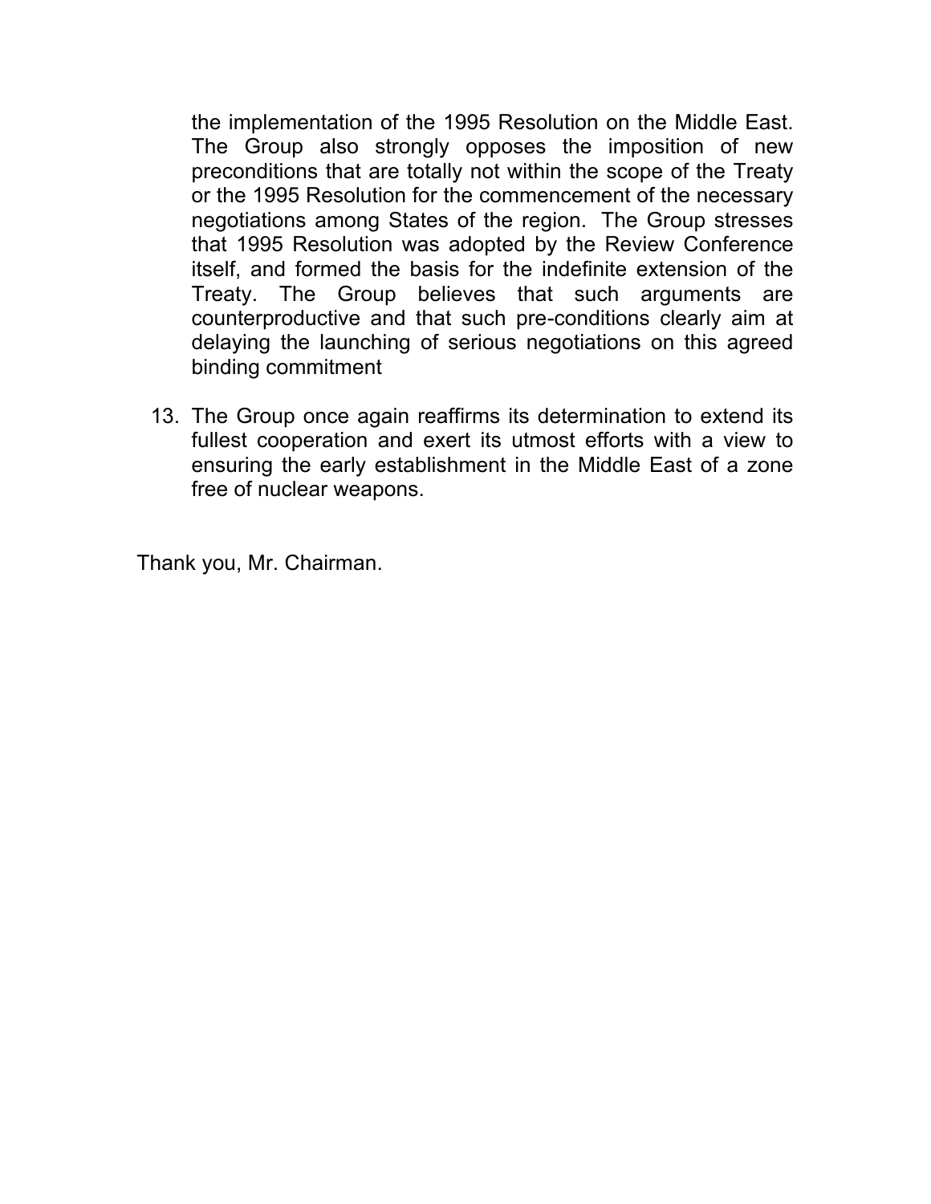the implementation of the 1995 Resolution on the Middle East. The Group also strongly opposes the imposition of new preconditions that are totally not within the scope of the Treaty or the 1995 Resolution for the commencement of the necessary negotiations among States of the region. The Group stresses that 1995 Resolution was adopted by the Review Conference itself, and formed the basis for the indefinite extension of the Treaty. The Group believes that such arguments are counterproductive and that such pre-conditions clearly aim at delaying the launching of serious negotiations on this agreed binding commitment

13. The Group once again reaffirms its determination to extend its fullest cooperation and exert its utmost efforts with a view to ensuring the early establishment in the Middle East of a zone free of nuclear weapons.

Thank you, Mr. Chairman.